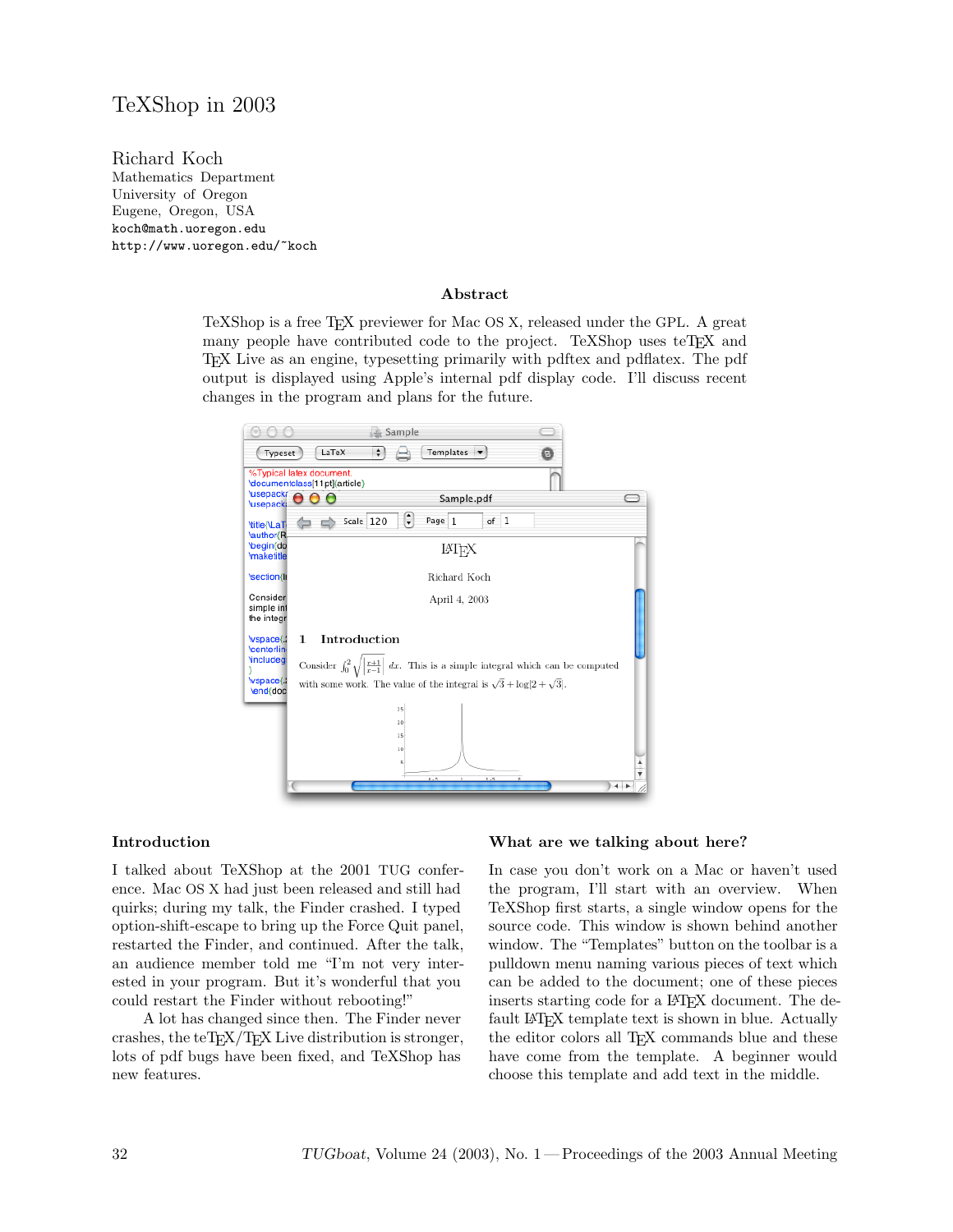# TeXShop in 2003

Richard Koch
Mathematics Department
University of Oregon
Eugene, Oregon, USA
koch@math.uoregon.edu
http://www.uoregon.edu/~koch

## Abstract

TeXShop is a free TeX previewer for Mac OS X, released under the GPL. A great many people have contributed code to the project. TeXShop uses teTeX and TeX Live as an engine, typesetting primarily with pdftex and pdflatex. The pdf output is displayed using Apple's internal pdf display code. I'll discuss recent changes in the program and plans for the future.

## Introduction

I talked about TeXShop at the 2001 TUG conference. Mac OS X had just been released and still had quirks; during my talk, the Finder crashed. I typed option-shift-escape to bring up the Force Quit panel, restarted the Finder, and continued. After the talk, an audience member told me "I'm not very interested in your program. But it's wonderful that you could restart the Finder without rebooting!"

A lot has changed since then. The Finder never crashes, the teTeX/TeX Live distribution is stronger, lots of pdf bugs have been fixed, and TeXShop has new features.

## What are we talking about here?

In case you don't work on a Mac or haven't used the program, I'll start with an overview. When TeXShop first starts, a single window opens for the source code. This window is shown behind another window. The "Templates" button on the toolbar is a pulldown menu naming various pieces of text which can be added to the document; one of these pieces inserts starting code for a LaTeX document. The default LaTeX template text is shown in blue. Actually the editor colors all TeX commands blue and these have come from the template. A beginner would choose this template and add text in the middle.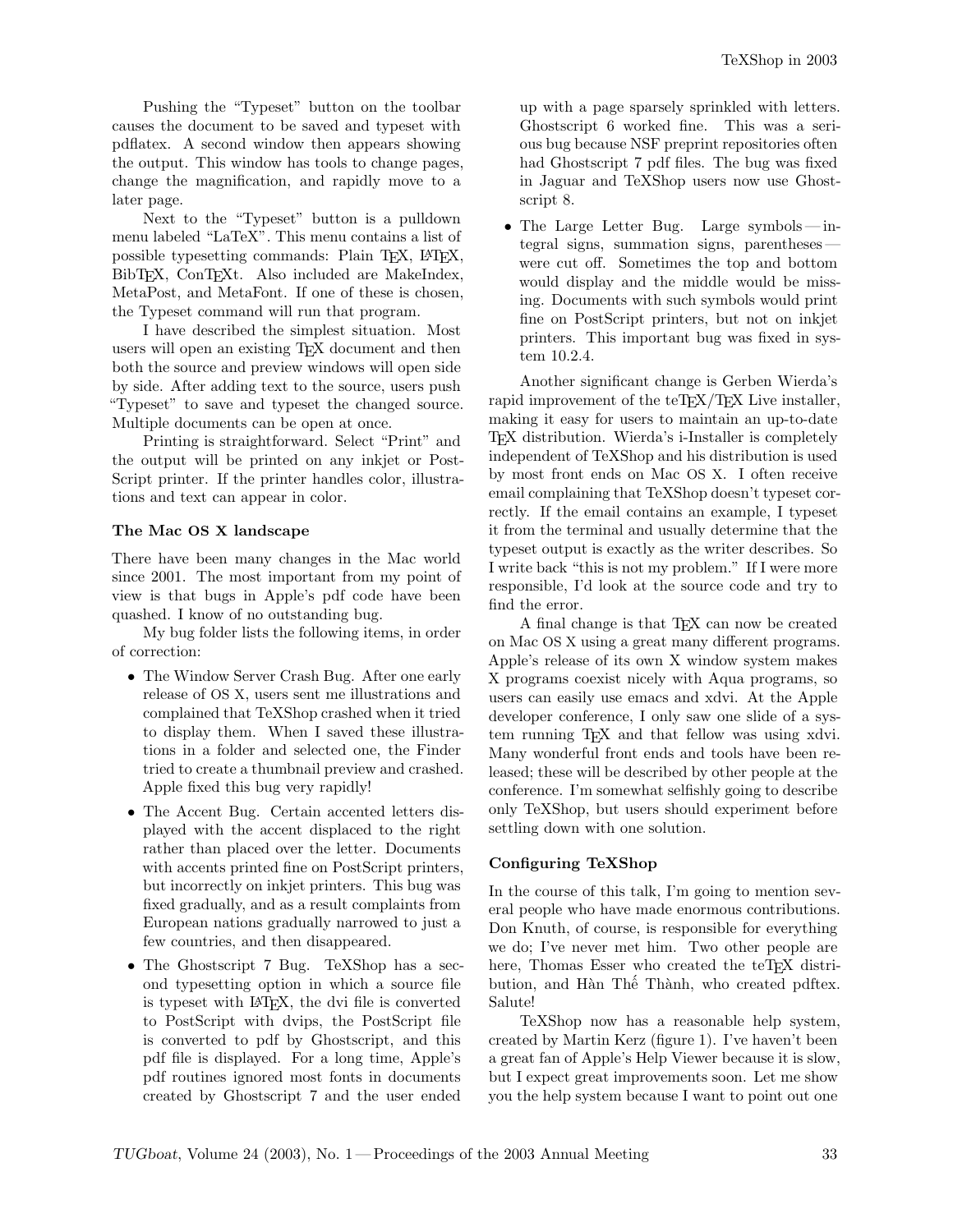Pushing the "Typeset" button on the toolbar causes the document to be saved and typeset with pdflatex. A second window then appears showing the output. This window has tools to change pages, change the magnification, and rapidly move to a later page.

Next to the "Typeset" button is a pulldown menu labeled "LaTeX". This menu contains a list of possible typesetting commands: Plain TeX, LaTeX, BibTeX, ConTeXt. Also included are MakeIndex, MetaPost, and MetaFont. If one of these is chosen, the Typeset command will run that program.

I have described the simplest situation. Most users will open an existing TeX document and then both the source and preview windows will open side by side. After adding text to the source, users push "Typeset" to save and typeset the changed source. Multiple documents can be open at once.

Printing is straightforward. Select "Print" and the output will be printed on any inkjet or PostScript printer. If the printer handles color, illustrations and text can appear in color.

### The Mac OS X landscape

There have been many changes in the Mac world since 2001. The most important from my point of view is that bugs in Apple's pdf code have been quashed. I know of no outstanding bug.

My bug folder lists the following items, in order of correction:

- The Window Server Crash Bug. After one early release of OS X, users sent me illustrations and complained that TeXShop crashed when it tried to display them. When I saved these illustrations in a folder and selected one, the Finder tried to create a thumbnail preview and crashed. Apple fixed this bug very rapidly!
- The Accent Bug. Certain accented letters displayed with the accent displaced to the right rather than placed over the letter. Documents with accents printed fine on PostScript printers, but incorrectly on inkjet printers. This bug was fixed gradually, and as a result complaints from European nations gradually narrowed to just a few countries, and then disappeared.
- The Ghostscript 7 Bug. TeXShop has a second typesetting option in which a source file is typeset with LaTeX, the dvi file is converted to PostScript with dvips, the PostScript file is converted to pdf by Ghostscript, and this pdf file is displayed. For a long time, Apple's pdf routines ignored most fonts in documents created by Ghostscript 7 and the user ended up with a page sparsely sprinkled with letters. Ghostscript 6 worked fine. This was a serious bug because NSF preprint repositories often had Ghostscript 7 pdf files. The bug was fixed in Jaguar and TeXShop users now use Ghostscript 8.
- The Large Letter Bug. Large symbols — integral signs, summation signs, parentheses — were cut off. Sometimes the top and bottom would display and the middle would be missing. Documents with such symbols would print fine on PostScript printers, but not on inkjet printers. This important bug was fixed in system 10.2.4.

Another significant change is Gerben Wierda's rapid improvement of the teTeX/TeX Live installer, making it easy for users to maintain an up-to-date TeX distribution. Wierda's i-Installer is completely independent of TeXShop and his distribution is used by most front ends on Mac OS X. I often receive email complaining that TeXShop doesn't typeset correctly. If the email contains an example, I typeset it from the terminal and usually determine that the typeset output is exactly as the writer describes. So I write back "this is not my problem." If I were more responsible, I'd look at the source code and try to find the error.

A final change is that TeX can now be created on Mac OS X using a great many different programs. Apple's release of its own X window system makes X programs coexist nicely with Aqua programs, so users can easily use emacs and xdvi. At the Apple developer conference, I only saw one slide of a system running TeX and that fellow was using xdvi. Many wonderful front ends and tools have been released; these will be described by other people at the conference. I'm somewhat selfishly going to describe only TeXShop, but users should experiment before settling down with one solution.

### Configuring TeXShop

In the course of this talk, I'm going to mention several people who have made enormous contributions. Don Knuth, of course, is responsible for everything we do; I've never met him. Two other people are here, Thomas Esser who created the teTeX distribution, and Hàn Thế Thành, who created pdftex. Salute!

TeXShop now has a reasonable help system, created by Martin Kerz (figure 1). I've haven't been a great fan of Apple's Help Viewer because it is slow, but I expect great improvements soon. Let me show you the help system because I want to point out one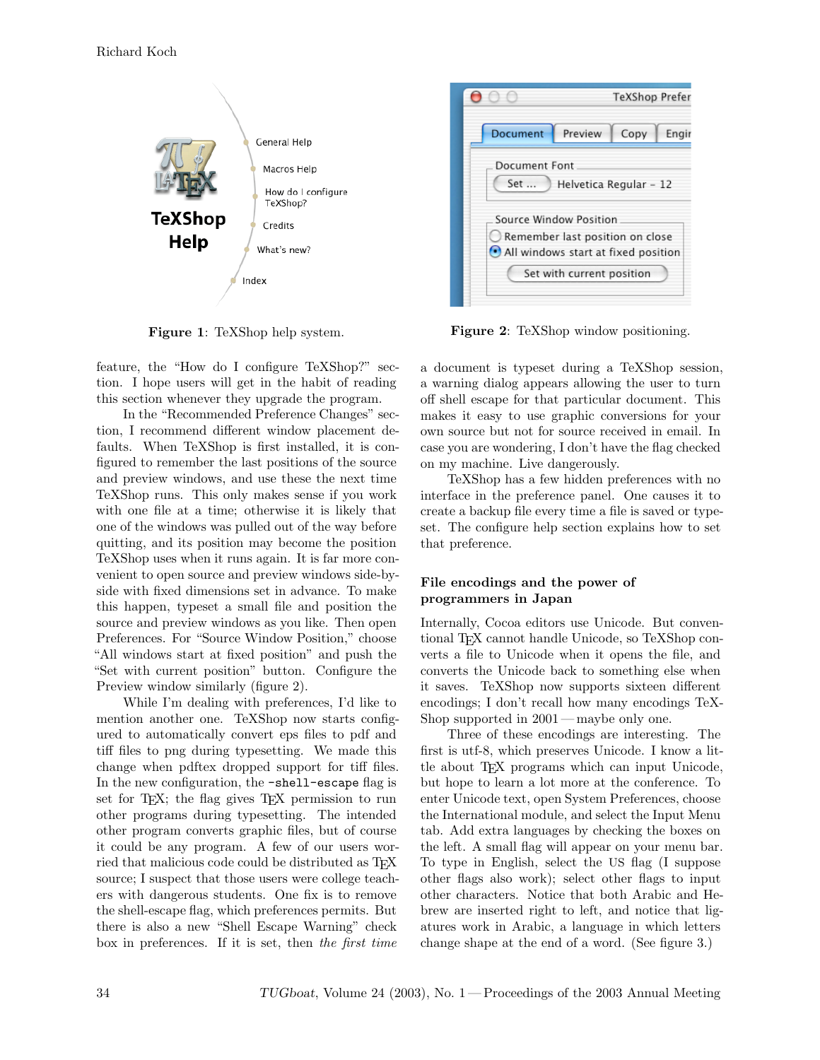Figure 1: TeXShop help system.

Figure 2: TeXShop window positioning.

feature, the "How do I configure TeXShop?" section. I hope users will get in the habit of reading this section whenever they upgrade the program.

In the "Recommended Preference Changes" section, I recommend different window placement defaults. When TeXShop is first installed, it is configured to remember the last positions of the source and preview windows, and use these the next time TeXShop runs. This only makes sense if you work with one file at a time; otherwise it is likely that one of the windows was pulled out of the way before quitting, and its position may become the position TeXShop uses when it runs again. It is far more convenient to open source and preview windows side-by-side with fixed dimensions set in advance. To make this happen, typeset a small file and position the source and preview windows as you like. Then open Preferences. For "Source Window Position," choose "All windows start at fixed position" and push the "Set with current position" button. Configure the Preview window similarly (figure 2).

While I'm dealing with preferences, I'd like to mention another one. TeXShop now starts configured to automatically convert eps files to pdf and tiff files to png during typesetting. We made this change when pdftex dropped support for tiff files. In the new configuration, the `-shell-escape` flag is set for TeX; the flag gives TeX permission to run other programs during typesetting. The intended other program converts graphic files, but of course it could be any program. A few of our users worried that malicious code could be distributed as TeX source; I suspect that those users were college teachers with dangerous students. One fix is to remove the shell-escape flag, which preferences permits. But there is also a new "Shell Escape Warning" check box in preferences. If it is set, then *the first time* a document is typeset during a TeXShop session, a warning dialog appears allowing the user to turn off shell escape for that particular document. This makes it easy to use graphic conversions for your own source but not for source received in email. In case you are wondering, I don't have the flag checked on my machine. Live dangerously.

TeXShop has a few hidden preferences with no interface in the preference panel. One causes it to create a backup file every time a file is saved or typeset. The configure help section explains how to set that preference.

## File encodings and the power of programmers in Japan

Internally, Cocoa editors use Unicode. But conventional TeX cannot handle Unicode, so TeXShop converts a file to Unicode when it opens the file, and converts the Unicode back to something else when it saves. TeXShop now supports sixteen different encodings; I don't recall how many encodings TeXShop supported in 2001 — maybe only one.

Three of these encodings are interesting. The first is utf-8, which preserves Unicode. I know a little about TeX programs which can input Unicode, but hope to learn a lot more at the conference. To enter Unicode text, open System Preferences, choose the International module, and select the Input Menu tab. Add extra languages by checking the boxes on the left. A small flag will appear on your menu bar. To type in English, select the US flag (I suppose other flags also work); select other flags to input other characters. Notice that both Arabic and Hebrew are inserted right to left, and notice that ligatures work in Arabic, a language in which letters change shape at the end of a word. (See figure 3.)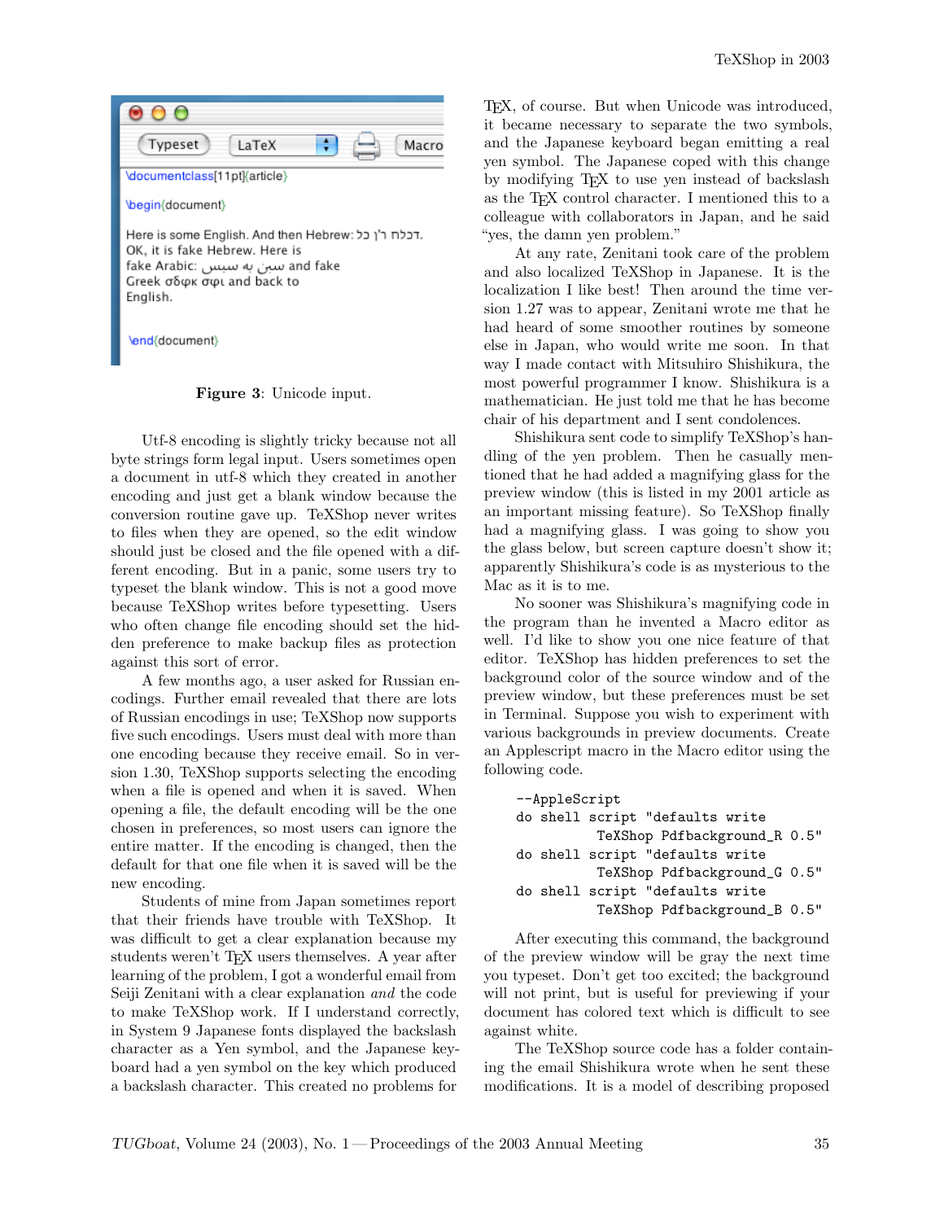```
\documentclass[11pt]{article}

\begin{document}

Here is some English. And then Hebrew: דכלה ךי'ו כל.
OK, it is fake Hebrew. Here is
fake Arabic: سبس به سبس and fake
Greek σδφκ σφι and back to
English.

\end{document}
```

**Figure 3**: Unicode input.

Utf-8 encoding is slightly tricky because not all byte strings form legal input. Users sometimes open a document in utf-8 which they created in another encoding and just get a blank window because the conversion routine gave up. TeXShop never writes to files when they are opened, so the edit window should just be closed and the file opened with a different encoding. But in a panic, some users try to typeset the blank window. This is not a good move because TeXShop writes before typesetting. Users who often change file encoding should set the hidden preference to make backup files as protection against this sort of error.

A few months ago, a user asked for Russian encodings. Further email revealed that there are lots of Russian encodings in use; TeXShop now supports five such encodings. Users must deal with more than one encoding because they receive email. So in version 1.30, TeXShop supports selecting the encoding when a file is opened and when it is saved. When opening a file, the default encoding will be the one chosen in preferences, so most users can ignore the entire matter. If the encoding is changed, then the default for that one file when it is saved will be the new encoding.

Students of mine from Japan sometimes report that their friends have trouble with TeXShop. It was difficult to get a clear explanation because my students weren't TeX users themselves. A year after learning of the problem, I got a wonderful email from Seiji Zenitani with a clear explanation *and* the code to make TeXShop work. If I understand correctly, in System 9 Japanese fonts displayed the backslash character as a Yen symbol, and the Japanese keyboard had a yen symbol on the key which produced a backslash character. This created no problems for TeX, of course. But when Unicode was introduced, it became necessary to separate the two symbols, and the Japanese keyboard began emitting a real yen symbol. The Japanese coped with this change by modifying TeX to use yen instead of backslash as the TeX control character. I mentioned this to a colleague with collaborators in Japan, and he said "yes, the damn yen problem."

At any rate, Zenitani took care of the problem and also localized TeXShop in Japanese. It is the localization I like best! Then around the time version 1.27 was to appear, Zenitani wrote me that he had heard of some smoother routines by someone else in Japan, who would write me soon. In that way I made contact with Mitsuhiro Shishikura, the most powerful programmer I know. Shishikura is a mathematician. He just told me that he has become chair of his department and I sent condolences.

Shishikura sent code to simplify TeXShop's handling of the yen problem. Then he casually mentioned that he had added a magnifying glass for the preview window (this is listed in my 2001 article as an important missing feature). So TeXShop finally had a magnifying glass. I was going to show you the glass below, but screen capture doesn't show it; apparently Shishikura's code is as mysterious to the Mac as it is to me.

No sooner was Shishikura's magnifying code in the program than he invented a Macro editor as well. I'd like to show you one nice feature of that editor. TeXShop has hidden preferences to set the background color of the source window and of the preview window, but these preferences must be set in Terminal. Suppose you wish to experiment with various backgrounds in preview documents. Create an Applescript macro in the Macro editor using the following code.

```
--AppleScript
do shell script "defaults write
            TeXShop Pdfbackground_R 0.5"
do shell script "defaults write
            TeXShop Pdfbackground_G 0.5"
do shell script "defaults write
            TeXShop Pdfbackground_B 0.5"
```

After executing this command, the background of the preview window will be gray the next time you typeset. Don't get too excited; the background will not print, but is useful for previewing if your document has colored text which is difficult to see against white.

The TeXShop source code has a folder containing the email Shishikura wrote when he sent these modifications. It is a model of describing proposed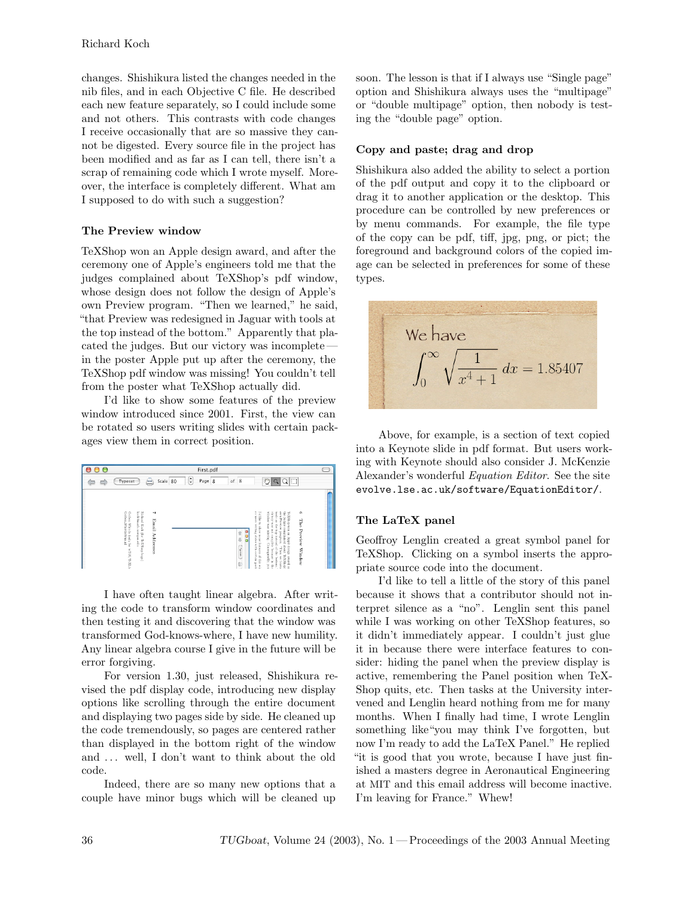changes. Shishikura listed the changes needed in the nib files, and in each Objective C file. He described each new feature separately, so I could include some and not others. This contrasts with code changes I receive occasionally that are so massive they cannot be digested. Every source file in the project has been modified and as far as I can tell, there isn't a scrap of remaining code which I wrote myself. Moreover, the interface is completely different. What am I supposed to do with such a suggestion?

### The Preview window

TeXShop won an Apple design award, and after the ceremony one of Apple's engineers told me that the judges complained about TeXShop's pdf window, whose design does not follow the design of Apple's own Preview program. "Then we learned," he said, "that Preview was redesigned in Jaguar with tools at the top instead of the bottom." Apparently that placated the judges. But our victory was incomplete — in the poster Apple put up after the ceremony, the TeXShop pdf window was missing! You couldn't tell from the poster what TeXShop actually did.

I'd like to show some features of the preview window introduced since 2001. First, the view can be rotated so users writing slides with certain packages view them in correct position.

I have often taught linear algebra. After writing the code to transform window coordinates and then testing it and discovering that the window was transformed God-knows-where, I have new humility. Any linear algebra course I give in the future will be error forgiving.

For version 1.30, just released, Shishikura revised the pdf display code, introducing new display options like scrolling through the entire document and displaying two pages side by side. He cleaned up the code tremendously, so pages are centered rather than displayed in the bottom right of the window and ... well, I don't want to think about the old code.

Indeed, there are so many new options that a couple have minor bugs which will be cleaned up soon. The lesson is that if I always use "Single page" option and Shishikura always uses the "multipage" or "double multipage" option, then nobody is testing the "double page" option.

### Copy and paste; drag and drop

Shishikura also added the ability to select a portion of the pdf output and copy it to the clipboard or drag it to another application or the desktop. This procedure can be controlled by new preferences or by menu commands. For example, the file type of the copy can be pdf, tiff, jpg, png, or pict; the foreground and background colors of the copied image can be selected in preferences for some of these types.

We have

$$\int_0^\infty \sqrt{\frac{1}{x^4+1}}\, dx = 1.85407$$

Above, for example, is a section of text copied into a Keynote slide in pdf format. But users working with Keynote should also consider J. McKenzie Alexander's wonderful *Equation Editor*. See the site `evolve.lse.ac.uk/software/EquationEditor/`.

### The LaTeX panel

Geoffroy Lenglin created a great symbol panel for TeXShop. Clicking on a symbol inserts the appropriate source code into the document.

I'd like to tell a little of the story of this panel because it shows that a contributor should not interpret silence as a "no". Lenglin sent this panel while I was working on other TeXShop features, so it didn't immediately appear. I couldn't just glue it in because there were interface features to consider: hiding the panel when the preview display is active, remembering the Panel position when TeXShop quits, etc. Then tasks at the University intervened and Lenglin heard nothing from me for many months. When I finally had time, I wrote Lenglin something like"you may think I've forgotten, but now I'm ready to add the LaTeX Panel." He replied "it is good that you wrote, because I have just finished a masters degree in Aeronautical Engineering at MIT and this email address will become inactive. I'm leaving for France." Whew!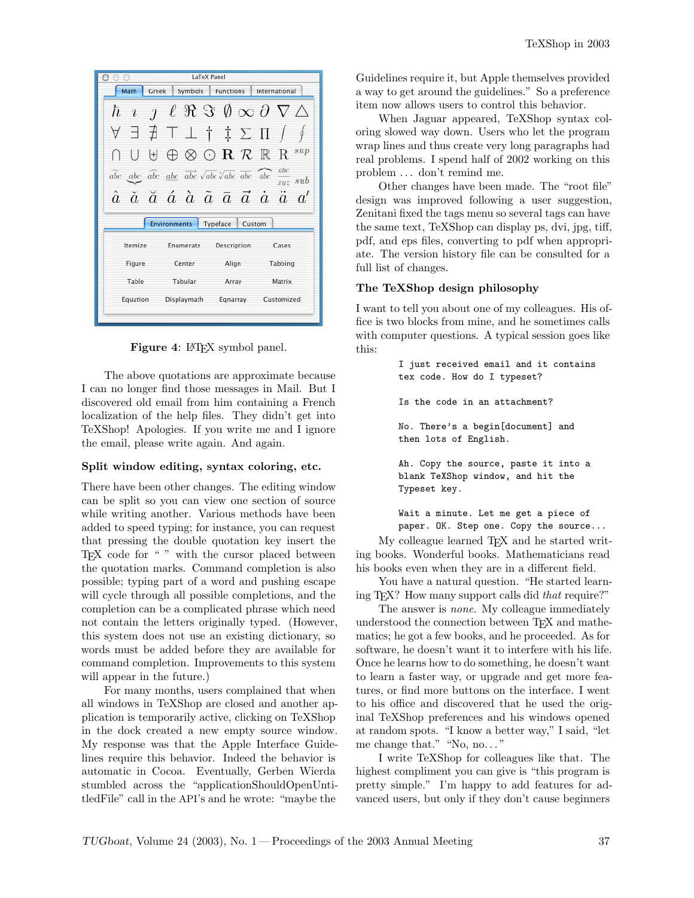Figure 4: LaTeX symbol panel.

The above quotations are approximate because I can no longer find those messages in Mail. But I discovered old email from him containing a French localization of the help files. They didn't get into TeXShop! Apologies. If you write me and I ignore the email, please write again. And again.

### Split window editing, syntax coloring, etc.

There have been other changes. The editing window can be split so you can view one section of source while writing another. Various methods have been added to speed typing; for instance, you can request that pressing the double quotation key insert the TeX code for " " with the cursor placed between the quotation marks. Command completion is also possible; typing part of a word and pushing escape will cycle through all possible completions, and the completion can be a complicated phrase which need not contain the letters originally typed. (However, this system does not use an existing dictionary, so words must be added before they are available for command completion. Improvements to this system will appear in the future.)

For many months, users complained that when all windows in TeXShop are closed and another application is temporarily active, clicking on TeXShop in the dock created a new empty source window. My response was that the Apple Interface Guidelines require this behavior. Indeed the behavior is automatic in Cocoa. Eventually, Gerben Wierda stumbled across the "applicationShouldOpenUntitledFile" call in the API's and he wrote: "maybe the Guidelines require it, but Apple themselves provided a way to get around the guidelines." So a preference item now allows users to control this behavior.

When Jaguar appeared, TeXShop syntax coloring slowed way down. Users who let the program wrap lines and thus create very long paragraphs had real problems. I spend half of 2002 working on this problem ... don't remind me.

Other changes have been made. The "root file" design was improved following a user suggestion, Zenitani fixed the tags menu so several tags can have the same text, TeXShop can display ps, dvi, jpg, tiff, pdf, and eps files, converting to pdf when appropriate. The version history file can be consulted for a full list of changes.

### The TeXShop design philosophy

I want to tell you about one of my colleagues. His office is two blocks from mine, and he sometimes calls with computer questions. A typical session goes like this:

```
I just received email and it contains
tex code. How do I typeset?

Is the code in an attachment?

No. There's a begin[document] and
then lots of English.

Ah. Copy the source, paste it into a
blank TeXShop window, and hit the
Typeset key.

Wait a minute. Let me get a piece of
paper. OK. Step one. Copy the source...
```

My colleague learned TeX and he started writing books. Wonderful books. Mathematicians read his books even when they are in a different field.

You have a natural question. "He started learning TeX? How many support calls did *that* require?"

The answer is *none*. My colleague immediately understood the connection between TeX and mathematics; he got a few books, and he proceeded. As for software, he doesn't want it to interfere with his life. Once he learns how to do something, he doesn't want to learn a faster way, or upgrade and get more features, or find more buttons on the interface. I went to his office and discovered that he used the original TeXShop preferences and his windows opened at random spots. "I know a better way," I said, "let me change that." "No, no..."

I write TeXShop for colleagues like that. The highest compliment you can give is "this program is pretty simple." I'm happy to add features for advanced users, but only if they don't cause beginners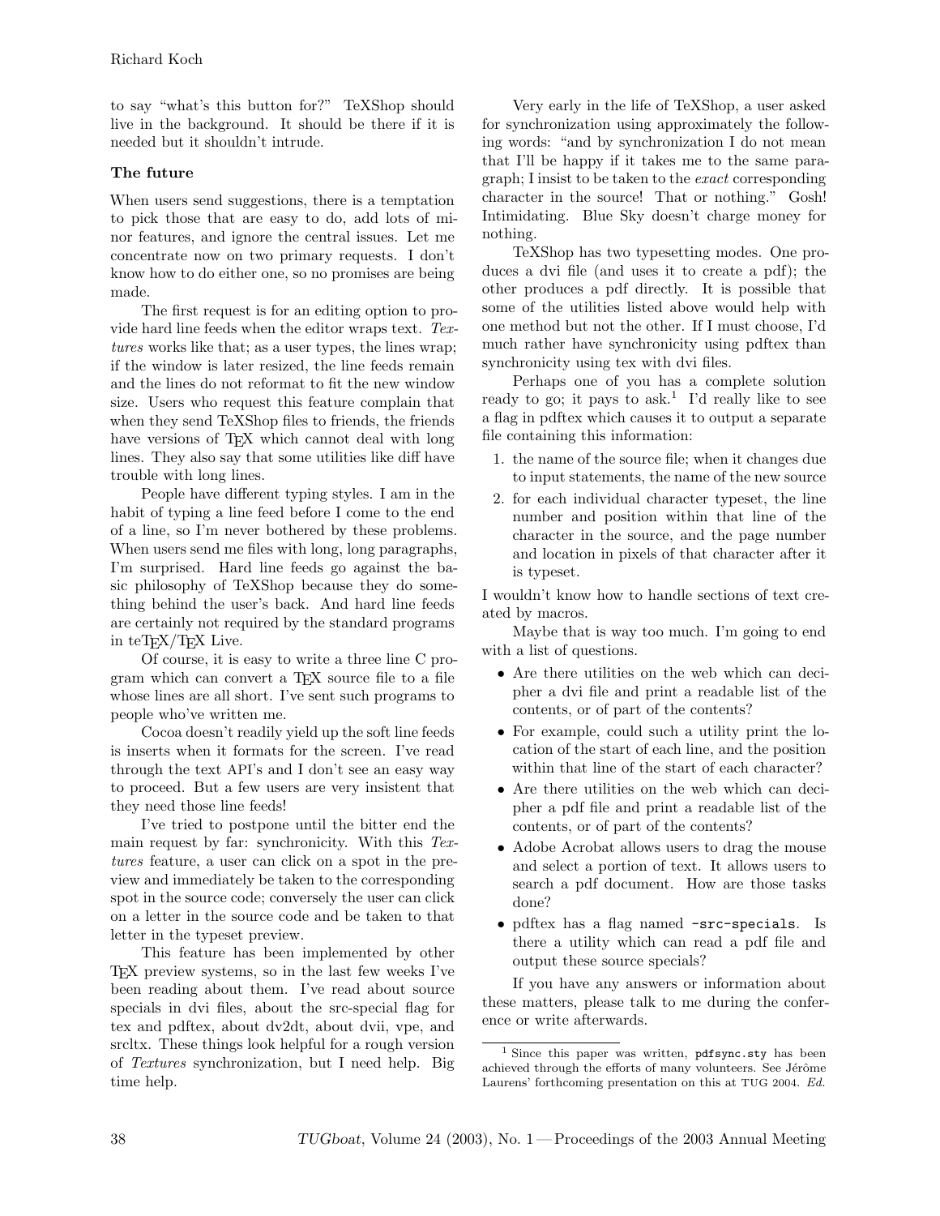to say "what's this button for?" TeXShop should live in the background. It should be there if it is needed but it shouldn't intrude.

### The future

When users send suggestions, there is a temptation to pick those that are easy to do, add lots of minor features, and ignore the central issues. Let me concentrate now on two primary requests. I don't know how to do either one, so no promises are being made.

The first request is for an editing option to provide hard line feeds when the editor wraps text. *Textures* works like that; as a user types, the lines wrap; if the window is later resized, the line feeds remain and the lines do not reformat to fit the new window size. Users who request this feature complain that when they send TeXShop files to friends, the friends have versions of TeX which cannot deal with long lines. They also say that some utilities like diff have trouble with long lines.

People have different typing styles. I am in the habit of typing a line feed before I come to the end of a line, so I'm never bothered by these problems. When users send me files with long, long paragraphs, I'm surprised. Hard line feeds go against the basic philosophy of TeXShop because they do something behind the user's back. And hard line feeds are certainly not required by the standard programs in teTeX/TeX Live.

Of course, it is easy to write a three line C program which can convert a TeX source file to a file whose lines are all short. I've sent such programs to people who've written me.

Cocoa doesn't readily yield up the soft line feeds is inserts when it formats for the screen. I've read through the text API's and I don't see an easy way to proceed. But a few users are very insistent that they need those line feeds!

I've tried to postpone until the bitter end the main request by far: synchronicity. With this *Textures* feature, a user can click on a spot in the preview and immediately be taken to the corresponding spot in the source code; conversely the user can click on a letter in the source code and be taken to that letter in the typeset preview.

This feature has been implemented by other TeX preview systems, so in the last few weeks I've been reading about them. I've read about source specials in dvi files, about the src-special flag for tex and pdftex, about dv2dt, about dvii, vpe, and srcltx. These things look helpful for a rough version of *Textures* synchronization, but I need help. Big time help.

Very early in the life of TeXShop, a user asked for synchronization using approximately the following words: "and by synchronization I do not mean that I'll be happy if it takes me to the same paragraph; I insist to be taken to the *exact* corresponding character in the source! That or nothing." Gosh! Intimidating. Blue Sky doesn't charge money for nothing.

TeXShop has two typesetting modes. One produces a dvi file (and uses it to create a pdf); the other produces a pdf directly. It is possible that some of the utilities listed above would help with one method but not the other. If I must choose, I'd much rather have synchronicity using pdftex than synchronicity using tex with dvi files.

Perhaps one of you has a complete solution ready to go; it pays to ask.[1] I'd really like to see a flag in pdftex which causes it to output a separate file containing this information:

1. the name of the source file; when it changes due to input statements, the name of the new source
2. for each individual character typeset, the line number and position within that line of the character in the source, and the page number and location in pixels of that character after it is typeset.

I wouldn't know how to handle sections of text created by macros.

Maybe that is way too much. I'm going to end with a list of questions.

- Are there utilities on the web which can decipher a dvi file and print a readable list of the contents, or of part of the contents?
- For example, could such a utility print the location of the start of each line, and the position within that line of the start of each character?
- Are there utilities on the web which can decipher a pdf file and print a readable list of the contents, or of part of the contents?
- Adobe Acrobat allows users to drag the mouse and select a portion of text. It allows users to search a pdf document. How are those tasks done?
- pdftex has a flag named `-src-specials`. Is there a utility which can read a pdf file and output these source specials?

If you have any answers or information about these matters, please talk to me during the conference or write afterwards.

---

[1] Since this paper was written, `pdfsync.sty` has been achieved through the efforts of many volunteers. See Jérôme Laurens' forthcoming presentation on this at TUG 2004. *Ed.*